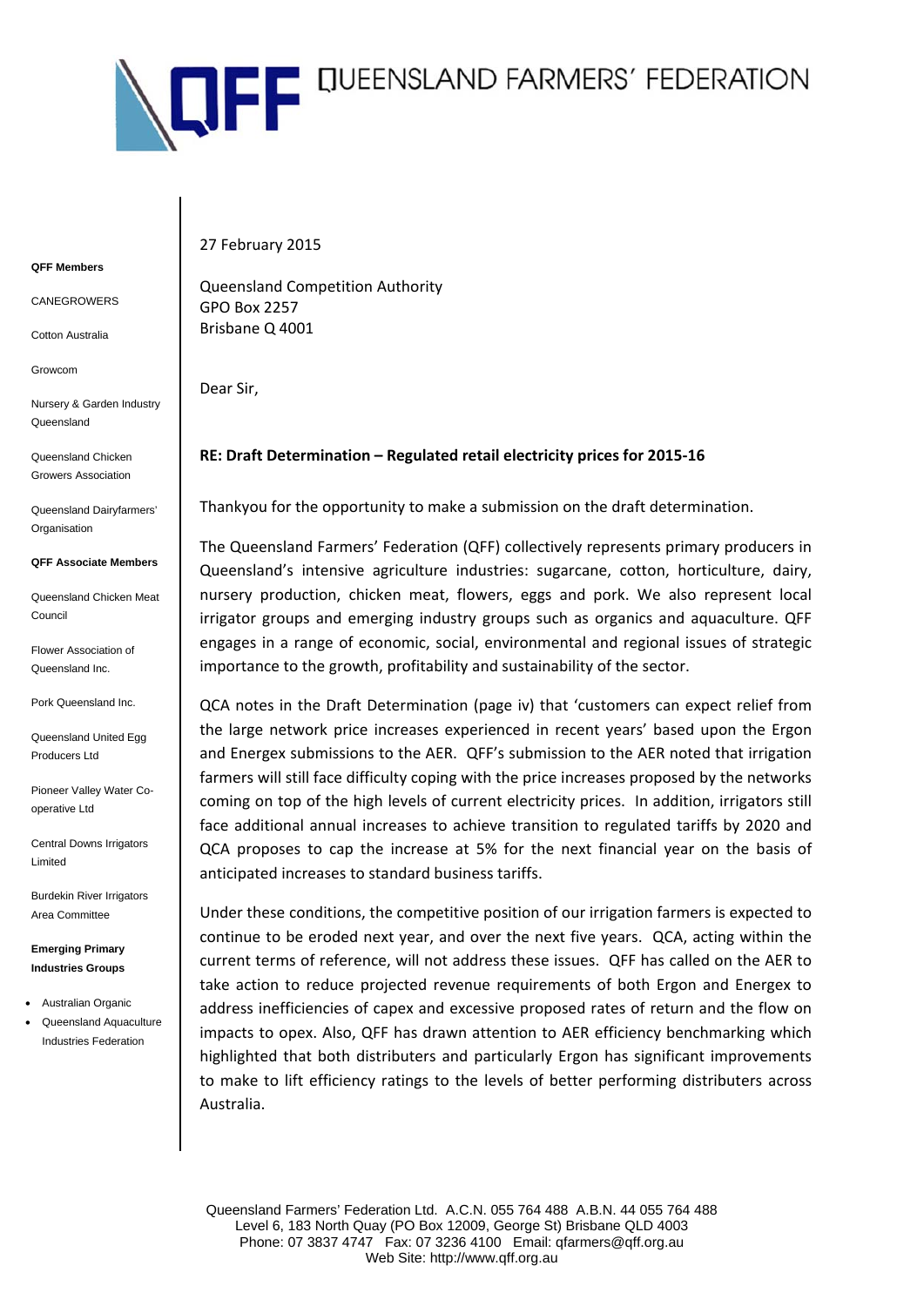# QUEENSLAND FARMERS' FEDERATION

**QFF Members**

CANEGROWERS

Cotton Australia

Growcom

Nursery & Garden Industry Queensland

Queensland Chicken Growers Association

Queensland Dairyfarmers' Organisation

**QFF Associate Members**

Queensland Chicken Meat Council

Flower Association of Queensland Inc.

Pork Queensland Inc.

Queensland United Egg Producers Ltd

Pioneer Valley Water Co-operative Ltd

Central Downs Irrigators Limited

Burdekin River Irrigators Area Committee

**Emerging Primary Industries Groups**

- Australian Organic
- Queensland Aquaculture Industries Federation

27 February 2015

Queensland Competition Authority
GPO Box 2257
Brisbane Q 4001

Dear Sir,

**RE: Draft Determination – Regulated retail electricity prices for 2015-16**

Thankyou for the opportunity to make a submission on the draft determination.

The Queensland Farmers' Federation (QFF) collectively represents primary producers in Queensland's intensive agriculture industries: sugarcane, cotton, horticulture, dairy, nursery production, chicken meat, flowers, eggs and pork. We also represent local irrigator groups and emerging industry groups such as organics and aquaculture. QFF engages in a range of economic, social, environmental and regional issues of strategic importance to the growth, profitability and sustainability of the sector.

QCA notes in the Draft Determination (page iv) that 'customers can expect relief from the large network price increases experienced in recent years' based upon the Ergon and Energex submissions to the AER. QFF's submission to the AER noted that irrigation farmers will still face difficulty coping with the price increases proposed by the networks coming on top of the high levels of current electricity prices. In addition, irrigators still face additional annual increases to achieve transition to regulated tariffs by 2020 and QCA proposes to cap the increase at 5% for the next financial year on the basis of anticipated increases to standard business tariffs.

Under these conditions, the competitive position of our irrigation farmers is expected to continue to be eroded next year, and over the next five years. QCA, acting within the current terms of reference, will not address these issues. QFF has called on the AER to take action to reduce projected revenue requirements of both Ergon and Energex to address inefficiencies of capex and excessive proposed rates of return and the flow on impacts to opex. Also, QFF has drawn attention to AER efficiency benchmarking which highlighted that both distributers and particularly Ergon has significant improvements to make to lift efficiency ratings to the levels of better performing distributers across Australia.

Queensland Farmers' Federation Ltd. A.C.N. 055 764 488 A.B.N. 44 055 764 488
Level 6, 183 North Quay (PO Box 12009, George St) Brisbane QLD 4003
Phone: 07 3837 4747 Fax: 07 3236 4100 Email: qfarmers@qff.org.au
Web Site: http://www.qff.org.au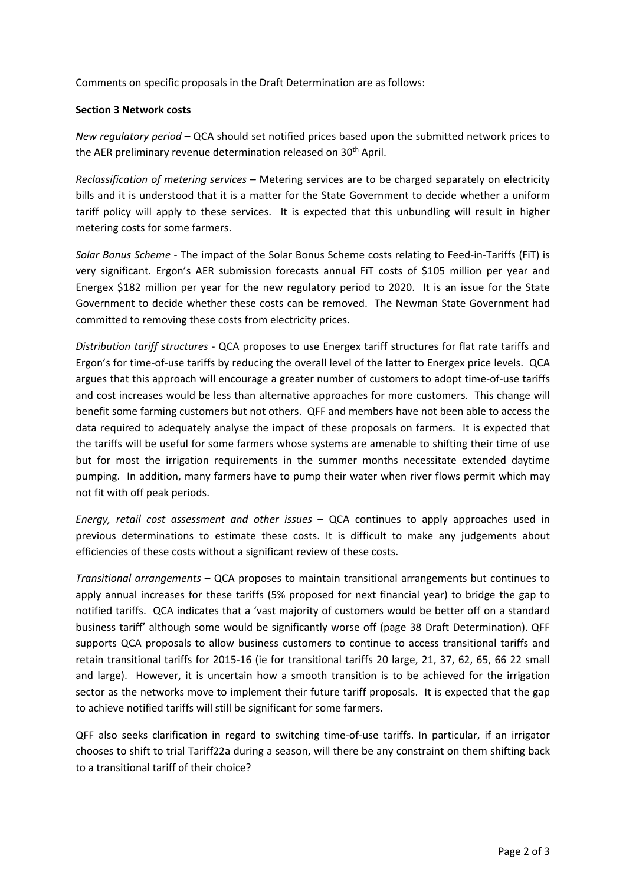Comments on specific proposals in the Draft Determination are as follows:

**Section 3 Network costs**

*New regulatory period* – QCA should set notified prices based upon the submitted network prices to the AER preliminary revenue determination released on 30th April.

*Reclassification of metering services* – Metering services are to be charged separately on electricity bills and it is understood that it is a matter for the State Government to decide whether a uniform tariff policy will apply to these services. It is expected that this unbundling will result in higher metering costs for some farmers.

*Solar Bonus Scheme* - The impact of the Solar Bonus Scheme costs relating to Feed-in-Tariffs (FiT) is very significant. Ergon's AER submission forecasts annual FiT costs of $105 million per year and Energex $182 million per year for the new regulatory period to 2020. It is an issue for the State Government to decide whether these costs can be removed. The Newman State Government had committed to removing these costs from electricity prices.

*Distribution tariff structures* - QCA proposes to use Energex tariff structures for flat rate tariffs and Ergon's for time-of-use tariffs by reducing the overall level of the latter to Energex price levels. QCA argues that this approach will encourage a greater number of customers to adopt time-of-use tariffs and cost increases would be less than alternative approaches for more customers. This change will benefit some farming customers but not others. QFF and members have not been able to access the data required to adequately analyse the impact of these proposals on farmers. It is expected that the tariffs will be useful for some farmers whose systems are amenable to shifting their time of use but for most the irrigation requirements in the summer months necessitate extended daytime pumping. In addition, many farmers have to pump their water when river flows permit which may not fit with off peak periods.

*Energy, retail cost assessment and other issues* – QCA continues to apply approaches used in previous determinations to estimate these costs. It is difficult to make any judgements about efficiencies of these costs without a significant review of these costs.

*Transitional arrangements* – QCA proposes to maintain transitional arrangements but continues to apply annual increases for these tariffs (5% proposed for next financial year) to bridge the gap to notified tariffs. QCA indicates that a 'vast majority of customers would be better off on a standard business tariff' although some would be significantly worse off (page 38 Draft Determination). QFF supports QCA proposals to allow business customers to continue to access transitional tariffs and retain transitional tariffs for 2015-16 (ie for transitional tariffs 20 large, 21, 37, 62, 65, 66 22 small and large). However, it is uncertain how a smooth transition is to be achieved for the irrigation sector as the networks move to implement their future tariff proposals. It is expected that the gap to achieve notified tariffs will still be significant for some farmers.

QFF also seeks clarification in regard to switching time-of-use tariffs. In particular, if an irrigator chooses to shift to trial Tariff22a during a season, will there be any constraint on them shifting back to a transitional tariff of their choice?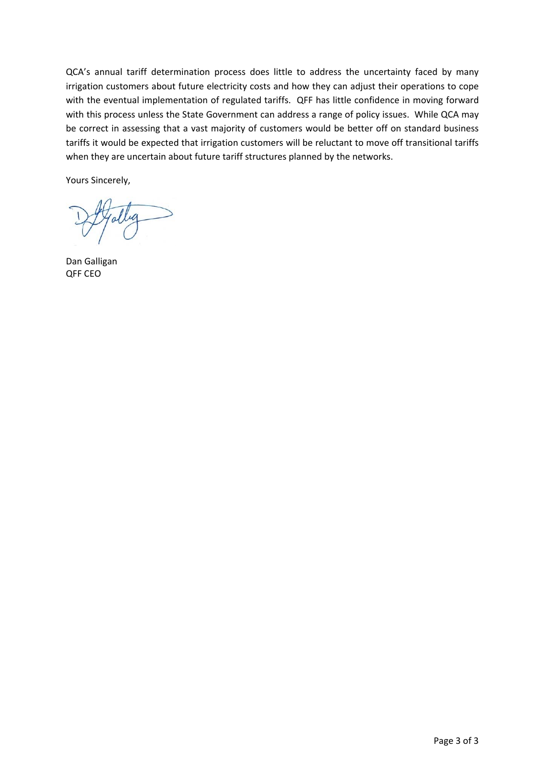QCA's annual tariff determination process does little to address the uncertainty faced by many irrigation customers about future electricity costs and how they can adjust their operations to cope with the eventual implementation of regulated tariffs. QFF has little confidence in moving forward with this process unless the State Government can address a range of policy issues. While QCA may be correct in assessing that a vast majority of customers would be better off on standard business tariffs it would be expected that irrigation customers will be reluctant to move off transitional tariffs when they are uncertain about future tariff structures planned by the networks.

Yours Sincerely,

Dan Galligan
QFF CEO